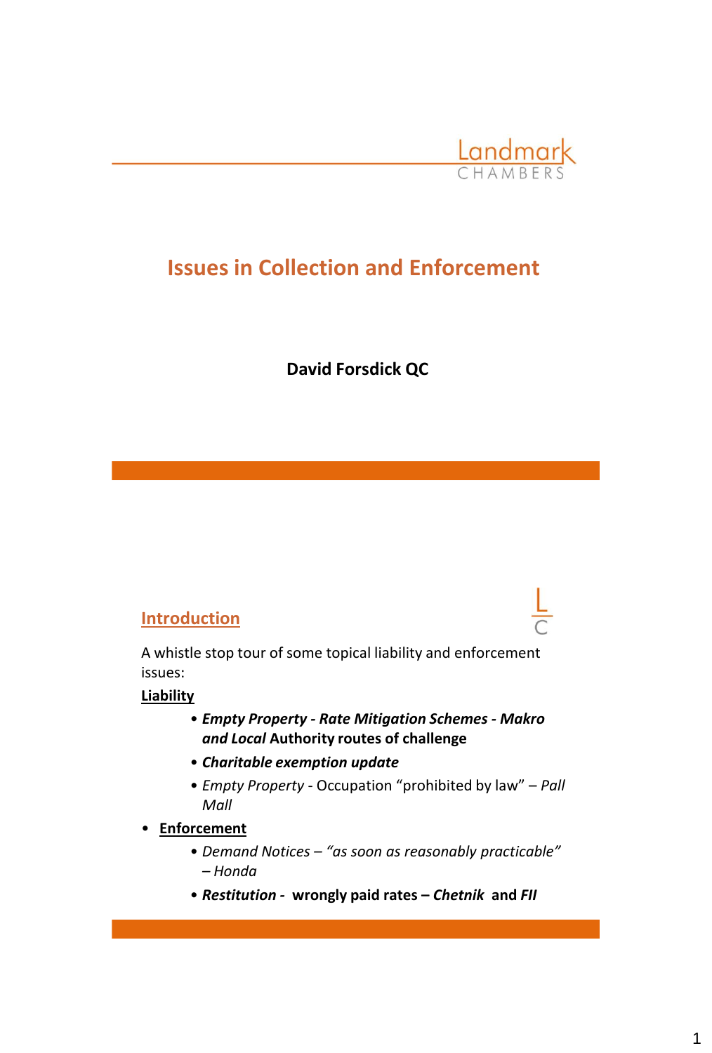Landmark CHAMBERS

# Issues in Collection and Enforcement

**David Forsdick QC**

## Introduction

A whistle stop tour of some topical liability and enforcement issues:

**Liability**

- ***Empty Property - Rate Mitigation Schemes - Makro and Local* Authority routes of challenge**
- ***Charitable exemption update***
- *Empty Property* - Occupation "prohibited by law" – *Pall Mall*

- **Enforcement**
  - *Demand Notices – "as soon as reasonably practicable" – Honda*
  - ***Restitution* - wrongly paid rates – *Chetnik* and *FII***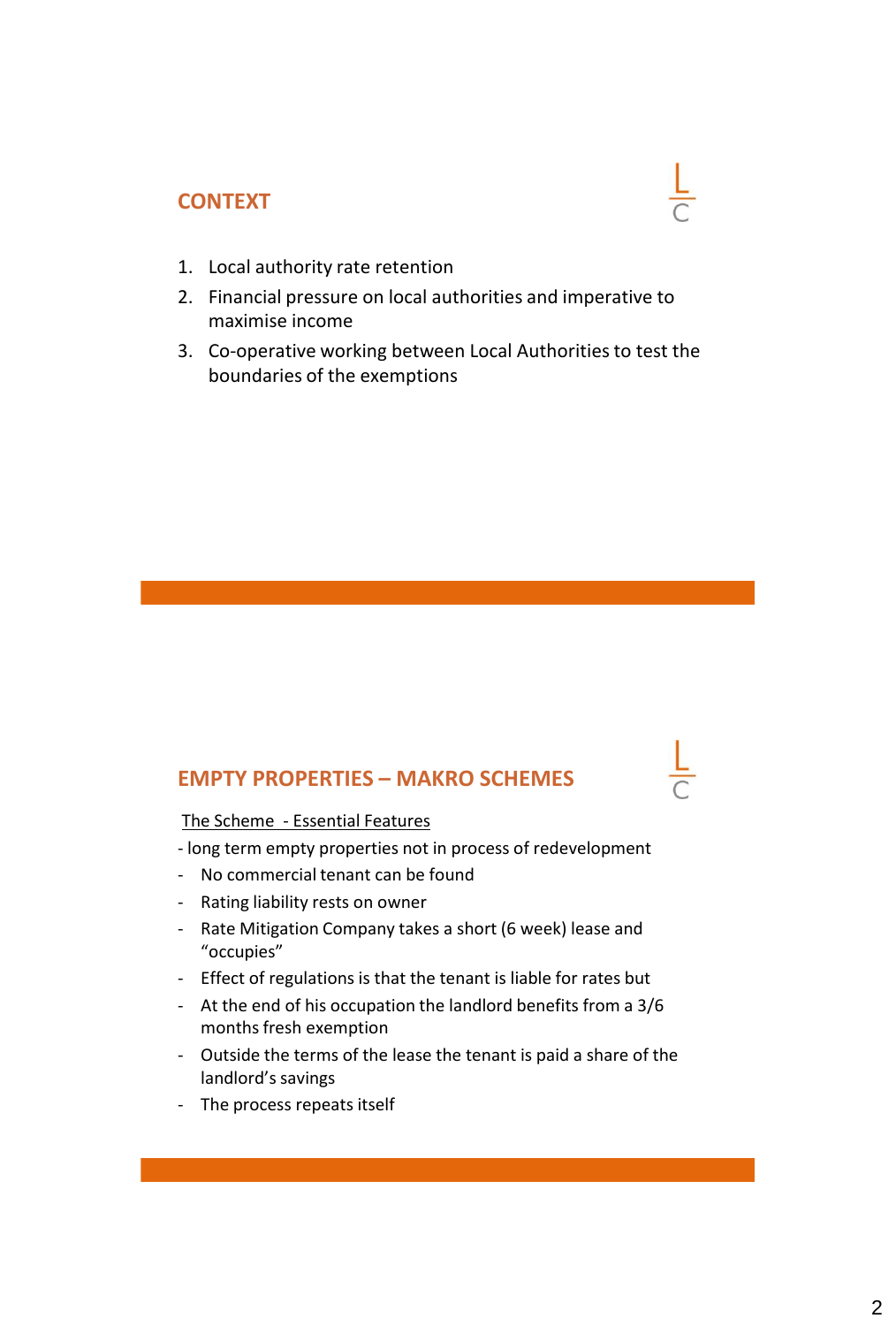## CONTEXT

1. Local authority rate retention
2. Financial pressure on local authorities and imperative to maximise income
3. Co-operative working between Local Authorities to test the boundaries of the exemptions

## EMPTY PROPERTIES – MAKRO SCHEMES

<u>The Scheme - Essential Features</u>

- long term empty properties not in process of redevelopment
- No commercial tenant can be found
- Rating liability rests on owner
- Rate Mitigation Company takes a short (6 week) lease and "occupies"
- Effect of regulations is that the tenant is liable for rates but
- At the end of his occupation the landlord benefits from a 3/6 months fresh exemption
- Outside the terms of the lease the tenant is paid a share of the landlord's savings
- The process repeats itself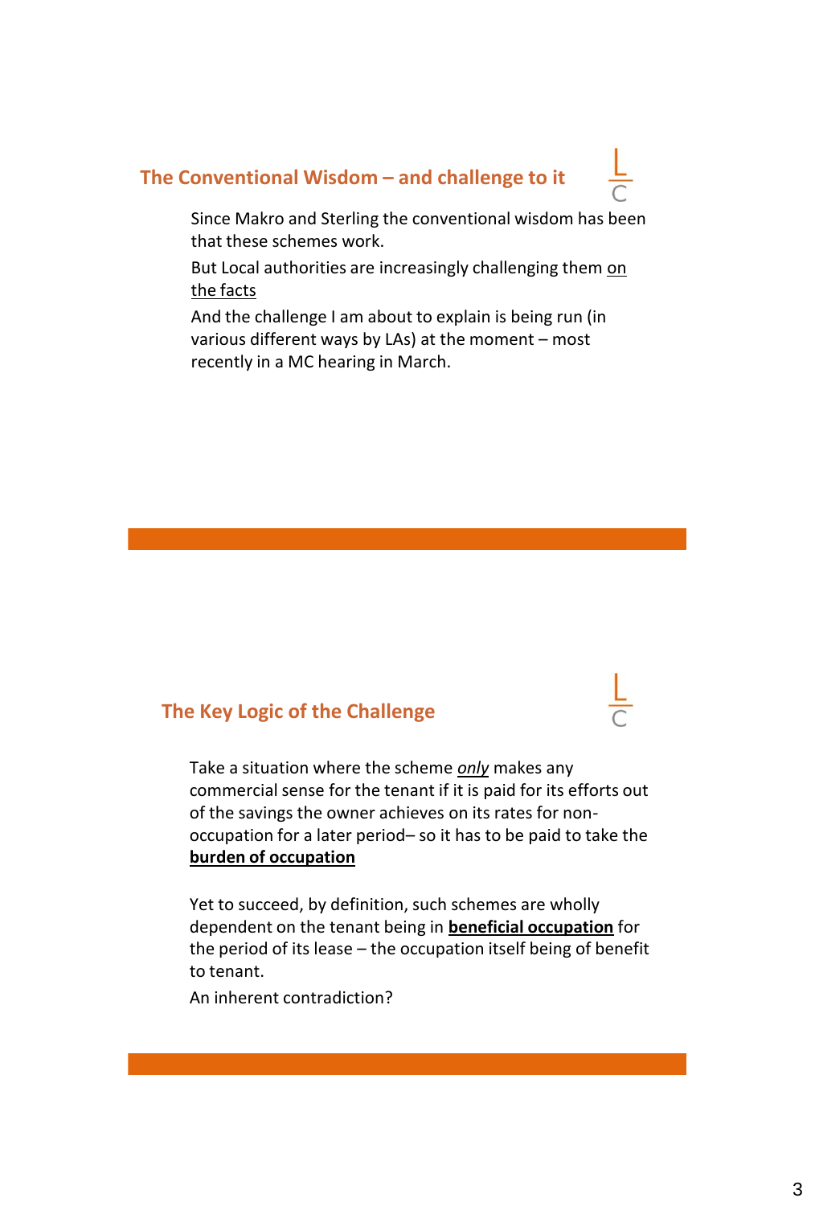## The Conventional Wisdom – and challenge to it

Since Makro and Sterling the conventional wisdom has been that these schemes work.

But Local authorities are increasingly challenging them <u>on the facts</u>

And the challenge I am about to explain is being run (in various different ways by LAs) at the moment – most recently in a MC hearing in March.

## The Key Logic of the Challenge

Take a situation where the scheme <u>*only*</u> makes any commercial sense for the tenant if it is paid for its efforts out of the savings the owner achieves on its rates for non-occupation for a later period– so it has to be paid to take the <u>**burden of occupation**</u>

Yet to succeed, by definition, such schemes are wholly dependent on the tenant being in <u>**beneficial occupation**</u> for the period of its lease – the occupation itself being of benefit to tenant.

An inherent contradiction?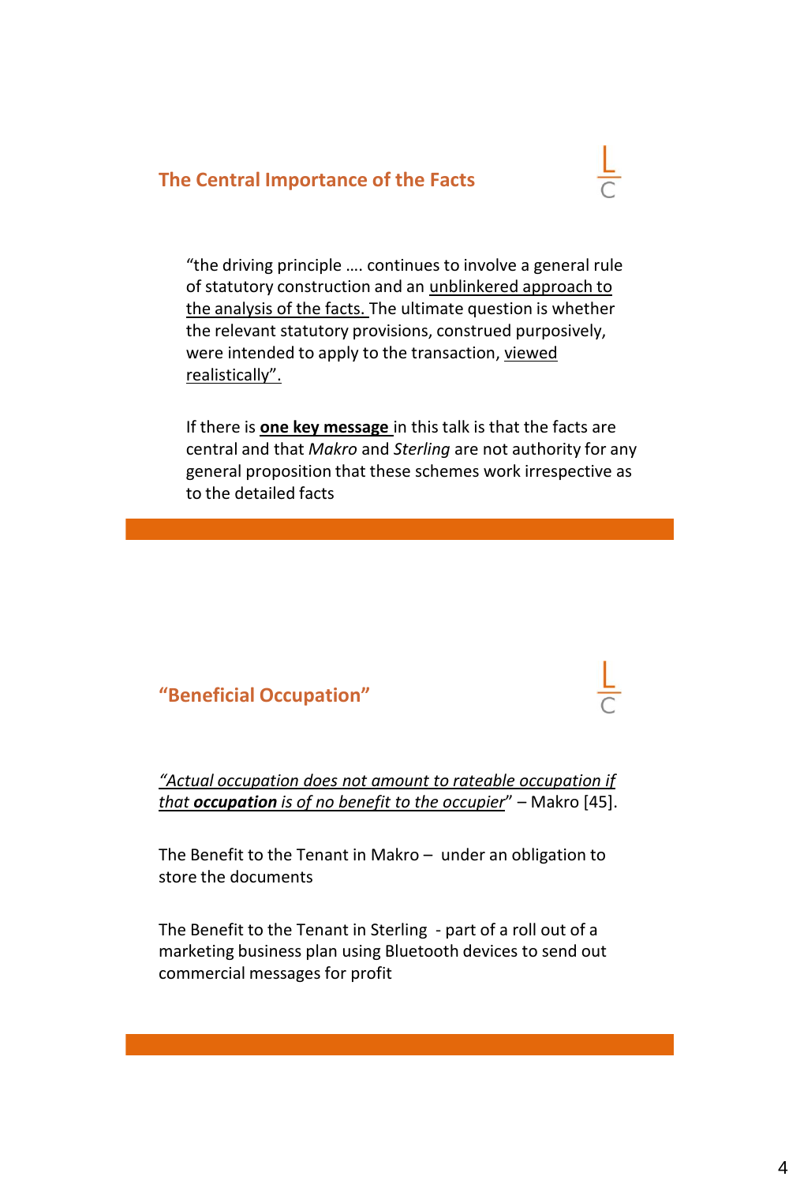## The Central Importance of the Facts

"the driving principle …. continues to involve a general rule of statutory construction and an unblinkered approach to the analysis of the facts. The ultimate question is whether the relevant statutory provisions, construed purposively, were intended to apply to the transaction, viewed realistically".

If there is **one key message** in this talk is that the facts are central and that *Makro* and *Sterling* are not authority for any general proposition that these schemes work irrespective as to the detailed facts

## "Beneficial Occupation"

*"Actual occupation does not amount to rateable occupation if that **occupation** is of no benefit to the occupier*" – Makro [45].

The Benefit to the Tenant in Makro – under an obligation to store the documents

The Benefit to the Tenant in Sterling - part of a roll out of a marketing business plan using Bluetooth devices to send out commercial messages for profit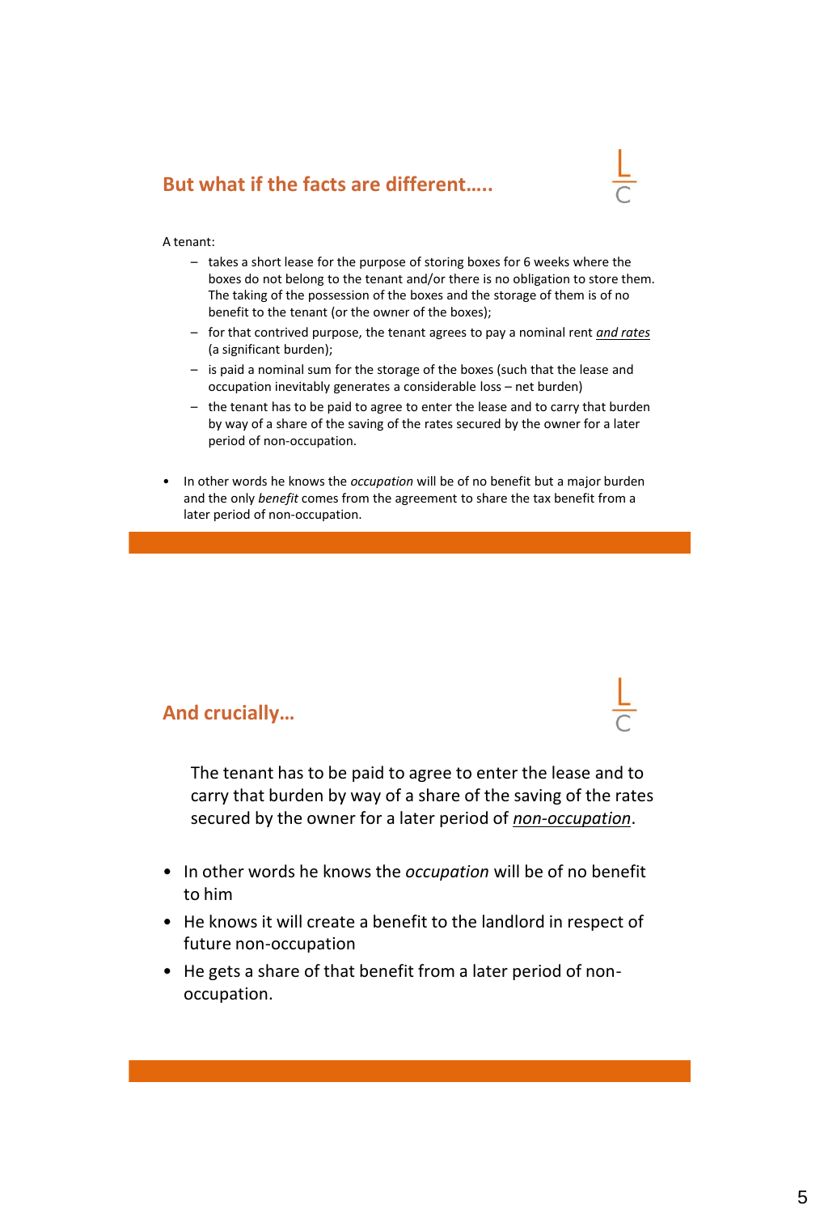## But what if the facts are different…..

A tenant:

- takes a short lease for the purpose of storing boxes for 6 weeks where the boxes do not belong to the tenant and/or there is no obligation to store them. The taking of the possession of the boxes and the storage of them is of no benefit to the tenant (or the owner of the boxes);
- for that contrived purpose, the tenant agrees to pay a nominal rent ***and rates*** (a significant burden);
- is paid a nominal sum for the storage of the boxes (such that the lease and occupation inevitably generates a considerable loss – net burden)
- the tenant has to be paid to agree to enter the lease and to carry that burden by way of a share of the saving of the rates secured by the owner for a later period of non-occupation.

- In other words he knows the *occupation* will be of no benefit but a major burden and the only *benefit* comes from the agreement to share the tax benefit from a later period of non-occupation.

## And crucially…

The tenant has to be paid to agree to enter the lease and to carry that burden by way of a share of the saving of the rates secured by the owner for a later period of ***non-occupation***.

- In other words he knows the *occupation* will be of no benefit to him
- He knows it will create a benefit to the landlord in respect of future non-occupation
- He gets a share of that benefit from a later period of non-occupation.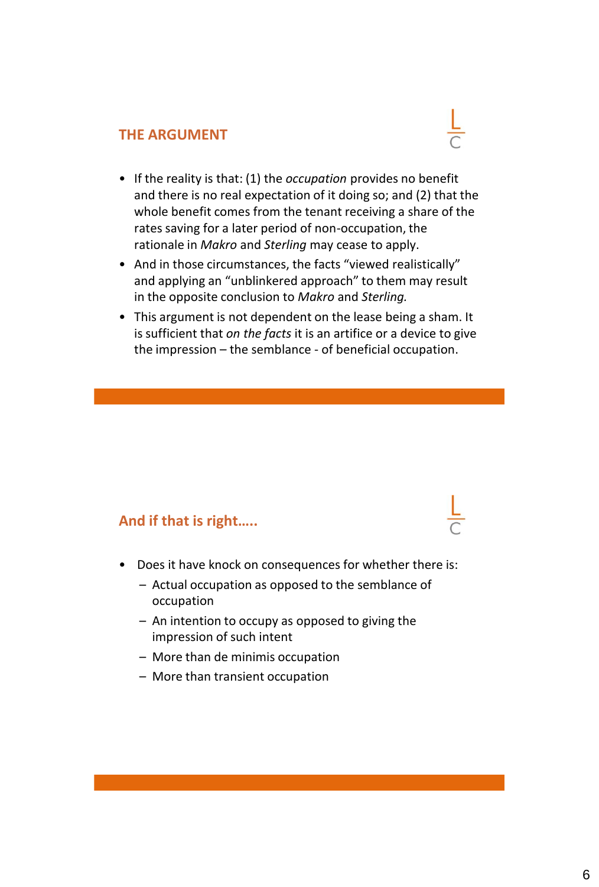## THE ARGUMENT

- If the reality is that: (1) the *occupation* provides no benefit and there is no real expectation of it doing so; and (2) that the whole benefit comes from the tenant receiving a share of the rates saving for a later period of non-occupation, the rationale in *Makro* and *Sterling* may cease to apply.
- And in those circumstances, the facts "viewed realistically" and applying an "unblinkered approach" to them may result in the opposite conclusion to *Makro* and *Sterling.*
- This argument is not dependent on the lease being a sham. It is sufficient that *on the facts* it is an artifice or a device to give the impression – the semblance - of beneficial occupation.

## And if that is right…..

- Does it have knock on consequences for whether there is:
  - Actual occupation as opposed to the semblance of occupation
  - An intention to occupy as opposed to giving the impression of such intent
  - More than de minimis occupation
  - More than transient occupation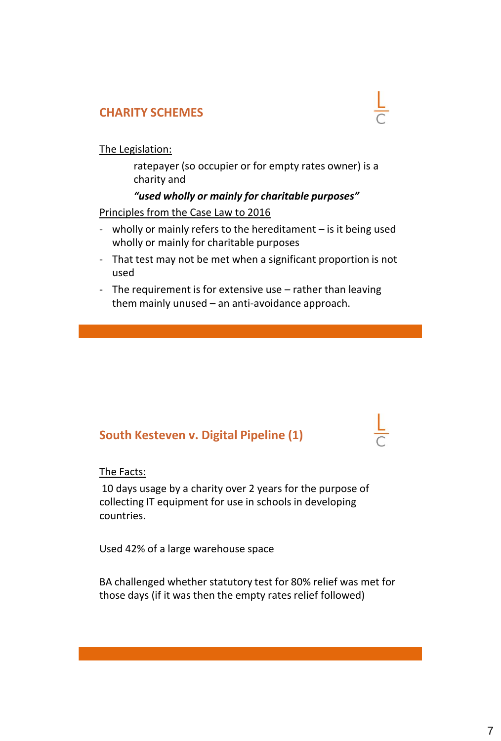## CHARITY SCHEMES

The Legislation:

ratepayer (so occupier or for empty rates owner) is a charity and

***"used wholly or mainly for charitable purposes"***

Principles from the Case Law to 2016

- wholly or mainly refers to the hereditament – is it being used wholly or mainly for charitable purposes
- That test may not be met when a significant proportion is not used
- The requirement is for extensive use – rather than leaving them mainly unused – an anti-avoidance approach.

## South Kesteven v. Digital Pipeline (1)

The Facts:

10 days usage by a charity over 2 years for the purpose of collecting IT equipment for use in schools in developing countries.

Used 42% of a large warehouse space

BA challenged whether statutory test for 80% relief was met for those days (if it was then the empty rates relief followed)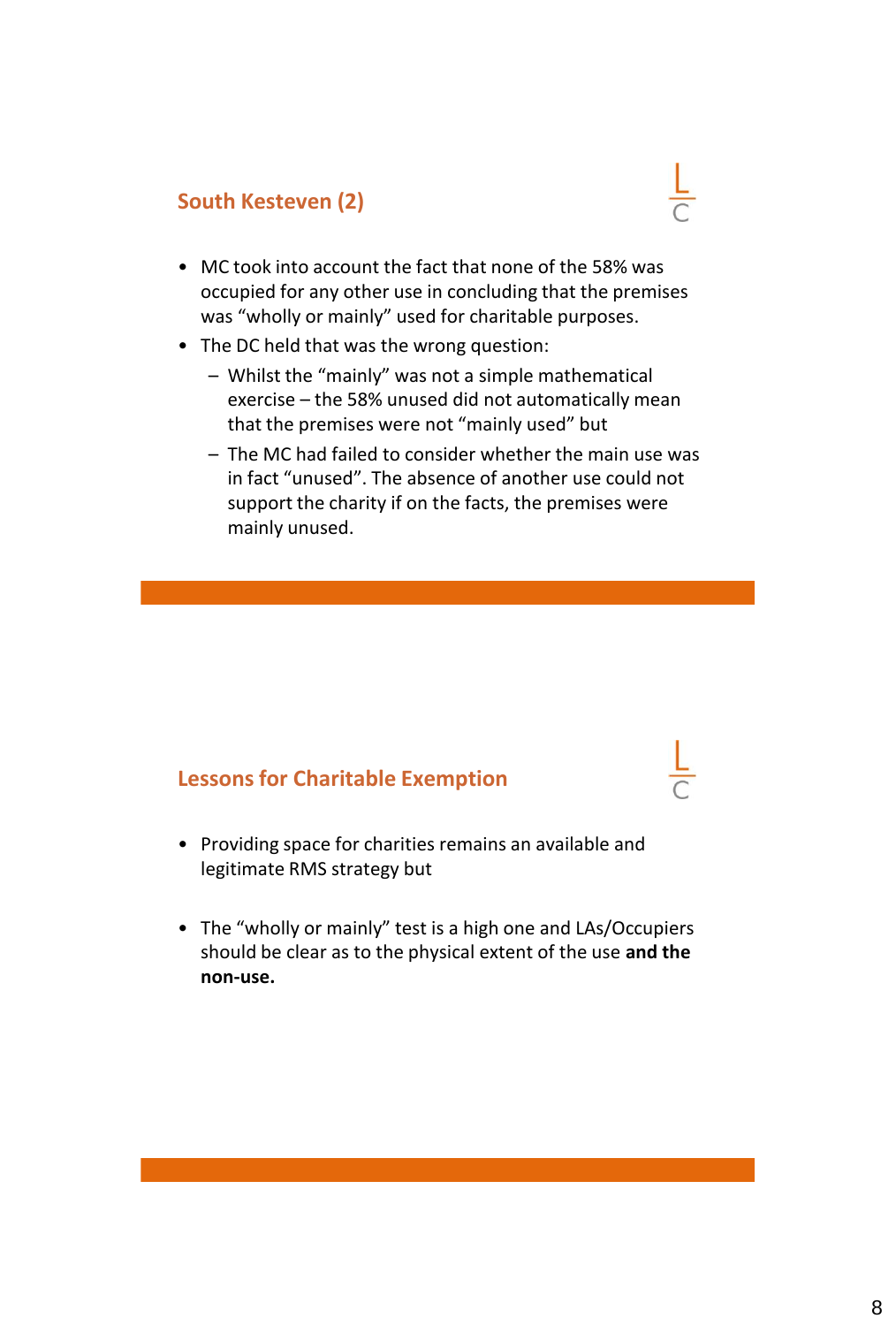## South Kesteven (2)

- MC took into account the fact that none of the 58% was occupied for any other use in concluding that the premises was "wholly or mainly" used for charitable purposes.
- The DC held that was the wrong question:
  - Whilst the "mainly" was not a simple mathematical exercise – the 58% unused did not automatically mean that the premises were not "mainly used" but
  - The MC had failed to consider whether the main use was in fact "unused". The absence of another use could not support the charity if on the facts, the premises were mainly unused.

## Lessons for Charitable Exemption

- Providing space for charities remains an available and legitimate RMS strategy but

- The "wholly or mainly" test is a high one and LAs/Occupiers should be clear as to the physical extent of the use **and the non-use.**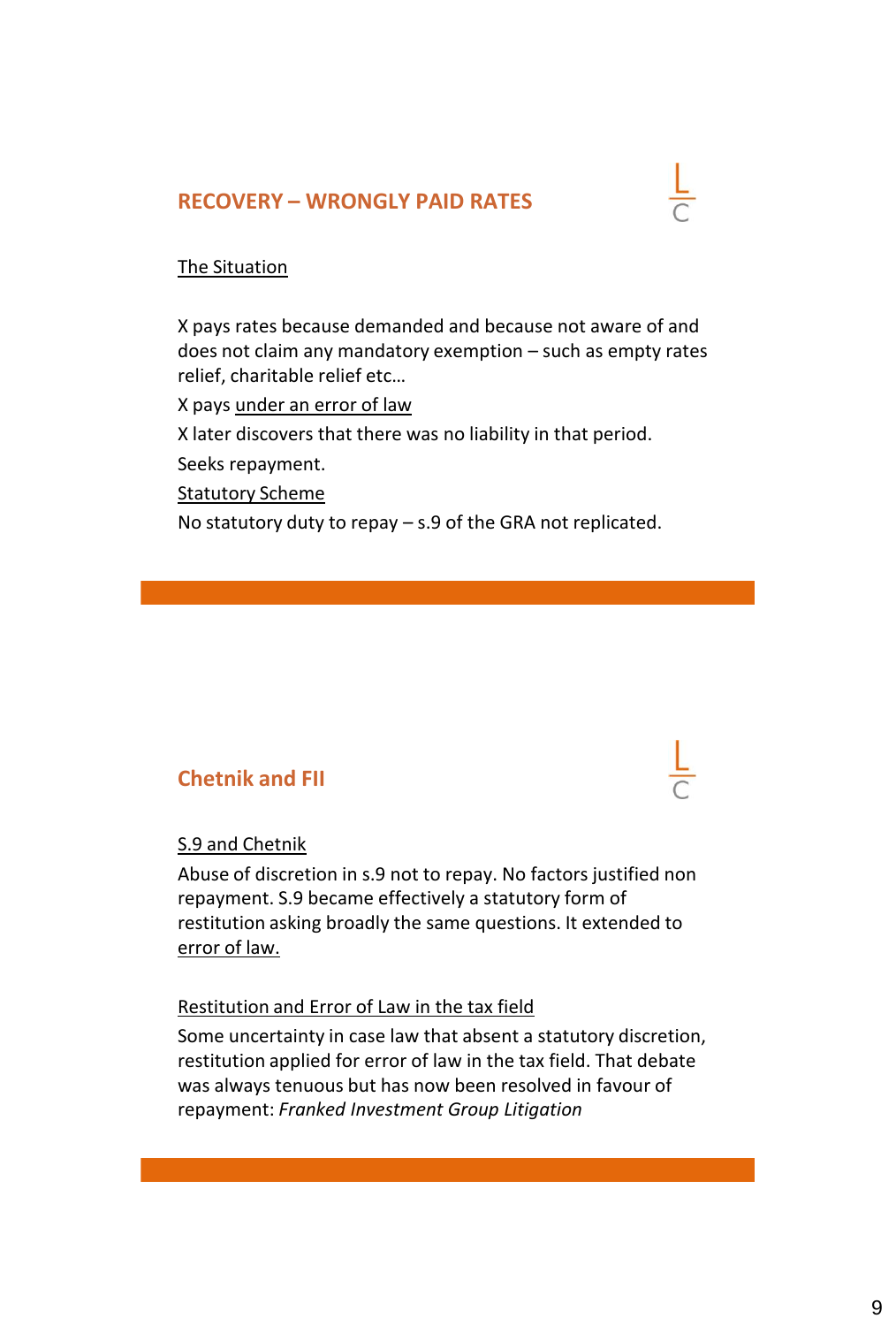## RECOVERY – WRONGLY PAID RATES

The Situation

X pays rates because demanded and because not aware of and does not claim any mandatory exemption – such as empty rates relief, charitable relief etc…

X pays under an error of law

X later discovers that there was no liability in that period.

Seeks repayment.

Statutory Scheme

No statutory duty to repay – s.9 of the GRA not replicated.

## Chetnik and FII

S.9 and Chetnik

Abuse of discretion in s.9 not to repay. No factors justified non repayment. S.9 became effectively a statutory form of restitution asking broadly the same questions. It extended to error of law.

Restitution and Error of Law in the tax field

Some uncertainty in case law that absent a statutory discretion, restitution applied for error of law in the tax field. That debate was always tenuous but has now been resolved in favour of repayment: *Franked Investment Group Litigation*